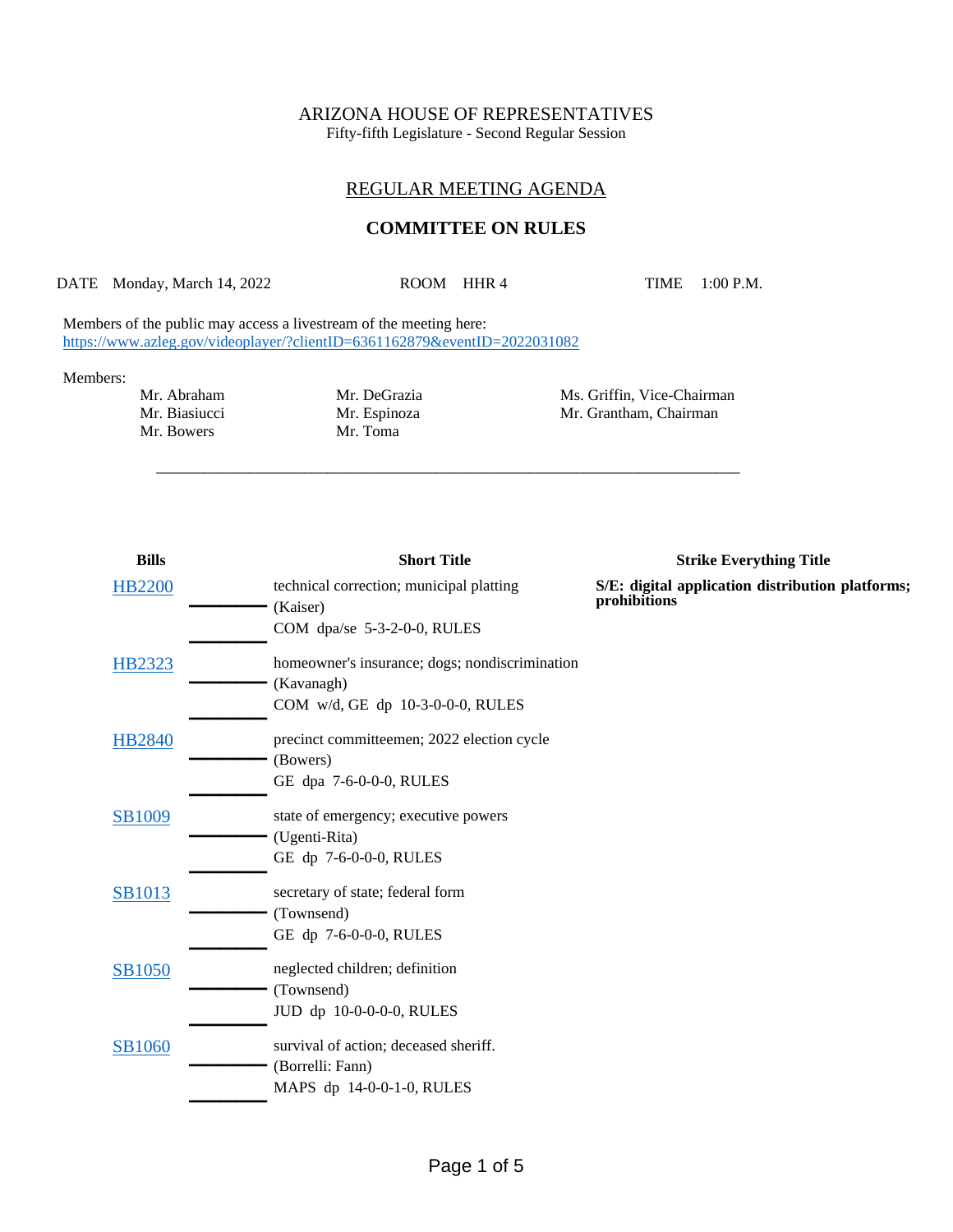ARIZONA HOUSE OF REPRESENTATIVES
Fifty-fifth Legislature - Second Regular Session

## REGULAR MEETING AGENDA

## COMMITTEE ON RULES

DATE Monday, March 14, 2022 ROOM HHR 4 TIME 1:00 P.M.

Members of the public may access a livestream of the meeting here:
https://www.azleg.gov/videoplayer/?clientID=6361162879&eventID=2022031082

Members:

| | | |
|---|---|---|
| Mr. Abraham | Mr. DeGrazia | Ms. Griffin, Vice-Chairman |
| Mr. Biasiucci | Mr. Espinoza | Mr. Grantham, Chairman |
| Mr. Bowers | Mr. Toma | |

---

| Bills | Short Title | Strike Everything Title |
|---|---|---|
| HB2200 | technical correction; municipal platting (Kaiser) COM dpa/se 5-3-2-0-0, RULES | **S/E: digital application distribution platforms; prohibitions** |
| HB2323 | homeowner's insurance; dogs; nondiscrimination (Kavanagh) COM w/d, GE dp 10-3-0-0-0, RULES | |
| HB2840 | precinct committeemen; 2022 election cycle (Bowers) GE dpa 7-6-0-0-0, RULES | |
| SB1009 | state of emergency; executive powers (Ugenti-Rita) GE dp 7-6-0-0-0, RULES | |
| SB1013 | secretary of state; federal form (Townsend) GE dp 7-6-0-0-0, RULES | |
| SB1050 | neglected children; definition (Townsend) JUD dp 10-0-0-0-0, RULES | |
| SB1060 | survival of action; deceased sheriff. (Borrelli: Fann) MAPS dp 14-0-0-1-0, RULES | |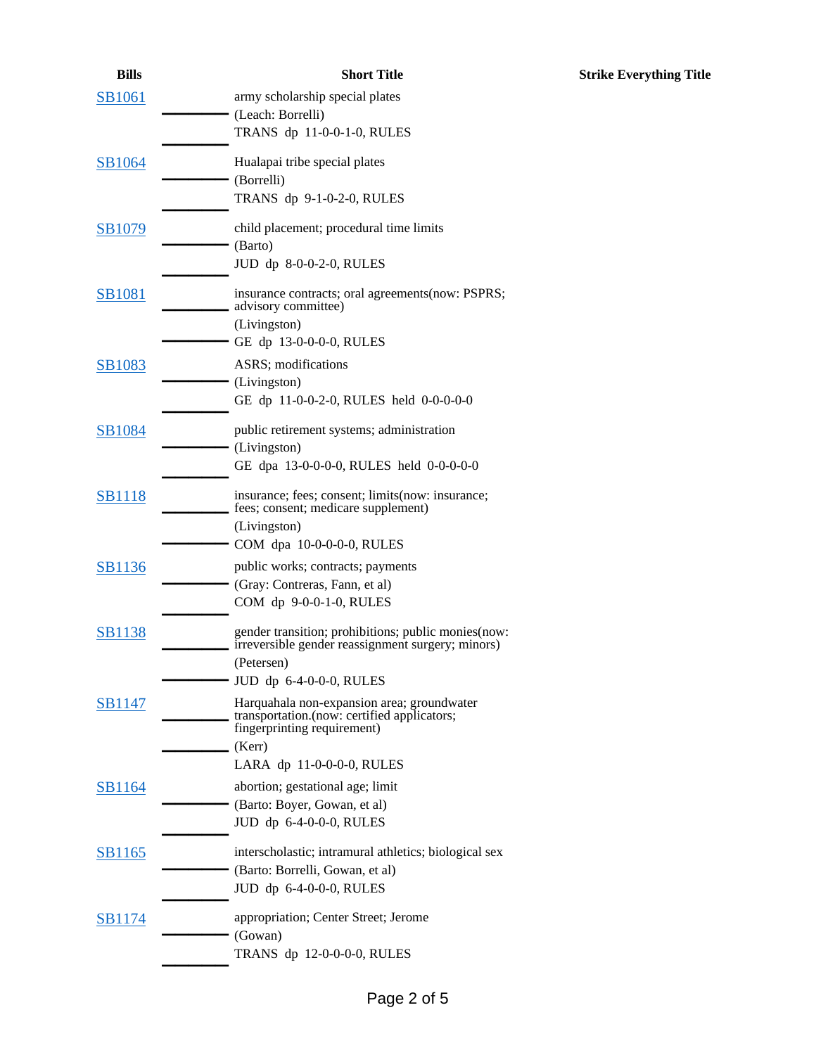| Bills | | Short Title | Strike Everything Title |
|---|---|---|---|
| SB1061 | | army scholarship special plates<br>(Leach: Borrelli)<br>TRANS dp 11-0-0-1-0, RULES | |
| SB1064 | | Hualapai tribe special plates<br>(Borrelli)<br>TRANS dp 9-1-0-2-0, RULES | |
| SB1079 | | child placement; procedural time limits<br>(Barto)<br>JUD dp 8-0-0-2-0, RULES | |
| SB1081 | | insurance contracts; oral agreements(now: PSPRS; advisory committee)<br>(Livingston)<br>GE dp 13-0-0-0-0, RULES | |
| SB1083 | | ASRS; modifications<br>(Livingston)<br>GE dp 11-0-0-2-0, RULES held 0-0-0-0-0 | |
| SB1084 | | public retirement systems; administration<br>(Livingston)<br>GE dpa 13-0-0-0-0, RULES held 0-0-0-0-0 | |
| SB1118 | | insurance; fees; consent; limits(now: insurance; fees; consent; medicare supplement)<br>(Livingston)<br>COM dpa 10-0-0-0-0, RULES | |
| SB1136 | | public works; contracts; payments<br>(Gray: Contreras, Fann, et al)<br>COM dp 9-0-0-1-0, RULES | |
| SB1138 | | gender transition; prohibitions; public monies(now: irreversible gender reassignment surgery; minors)<br>(Petersen)<br>JUD dp 6-4-0-0-0, RULES | |
| SB1147 | | Harquahala non-expansion area; groundwater transportation.(now: certified applicators; fingerprinting requirement)<br>(Kerr)<br>LARA dp 11-0-0-0-0, RULES | |
| SB1164 | | abortion; gestational age; limit<br>(Barto: Boyer, Gowan, et al)<br>JUD dp 6-4-0-0-0, RULES | |
| SB1165 | | interscholastic; intramural athletics; biological sex<br>(Barto: Borrelli, Gowan, et al)<br>JUD dp 6-4-0-0-0, RULES | |
| SB1174 | | appropriation; Center Street; Jerome<br>(Gowan)<br>TRANS dp 12-0-0-0-0, RULES | |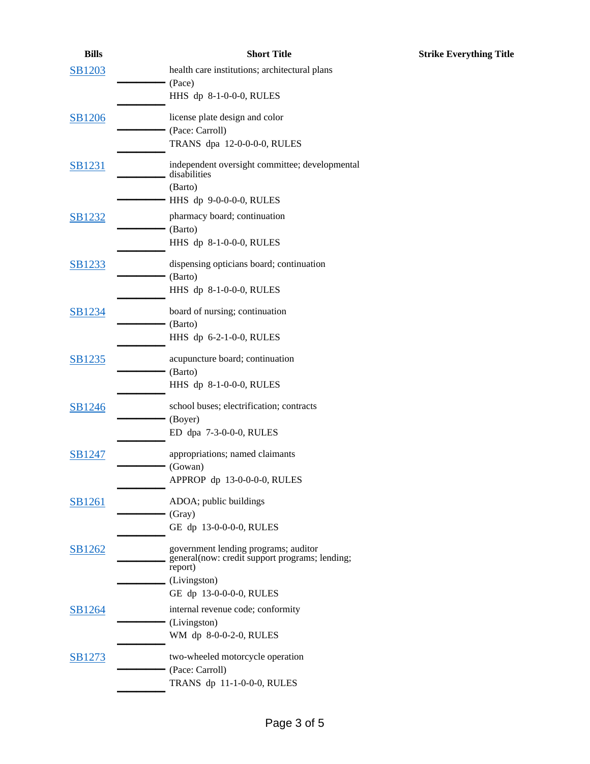| Bills | | Short Title | Strike Everything Title |
|---|---|---|---|
| SB1203 | | health care institutions; architectural plans<br>(Pace)<br>HHS dp 8-1-0-0-0, RULES | |
| SB1206 | | license plate design and color<br>(Pace: Carroll)<br>TRANS dpa 12-0-0-0-0, RULES | |
| SB1231 | | independent oversight committee; developmental disabilities<br>(Barto)<br>HHS dp 9-0-0-0-0, RULES | |
| SB1232 | | pharmacy board; continuation<br>(Barto)<br>HHS dp 8-1-0-0-0, RULES | |
| SB1233 | | dispensing opticians board; continuation<br>(Barto)<br>HHS dp 8-1-0-0-0, RULES | |
| SB1234 | | board of nursing; continuation<br>(Barto)<br>HHS dp 6-2-1-0-0, RULES | |
| SB1235 | | acupuncture board; continuation<br>(Barto)<br>HHS dp 8-1-0-0-0, RULES | |
| SB1246 | | school buses; electrification; contracts<br>(Boyer)<br>ED dpa 7-3-0-0-0, RULES | |
| SB1247 | | appropriations; named claimants<br>(Gowan)<br>APPROP dp 13-0-0-0-0, RULES | |
| SB1261 | | ADOA; public buildings<br>(Gray)<br>GE dp 13-0-0-0-0, RULES | |
| SB1262 | | government lending programs; auditor general(now: credit support programs; lending; report)<br>(Livingston)<br>GE dp 13-0-0-0-0, RULES | |
| SB1264 | | internal revenue code; conformity<br>(Livingston)<br>WM dp 8-0-0-2-0, RULES | |
| SB1273 | | two-wheeled motorcycle operation<br>(Pace: Carroll)<br>TRANS dp 11-1-0-0-0, RULES | |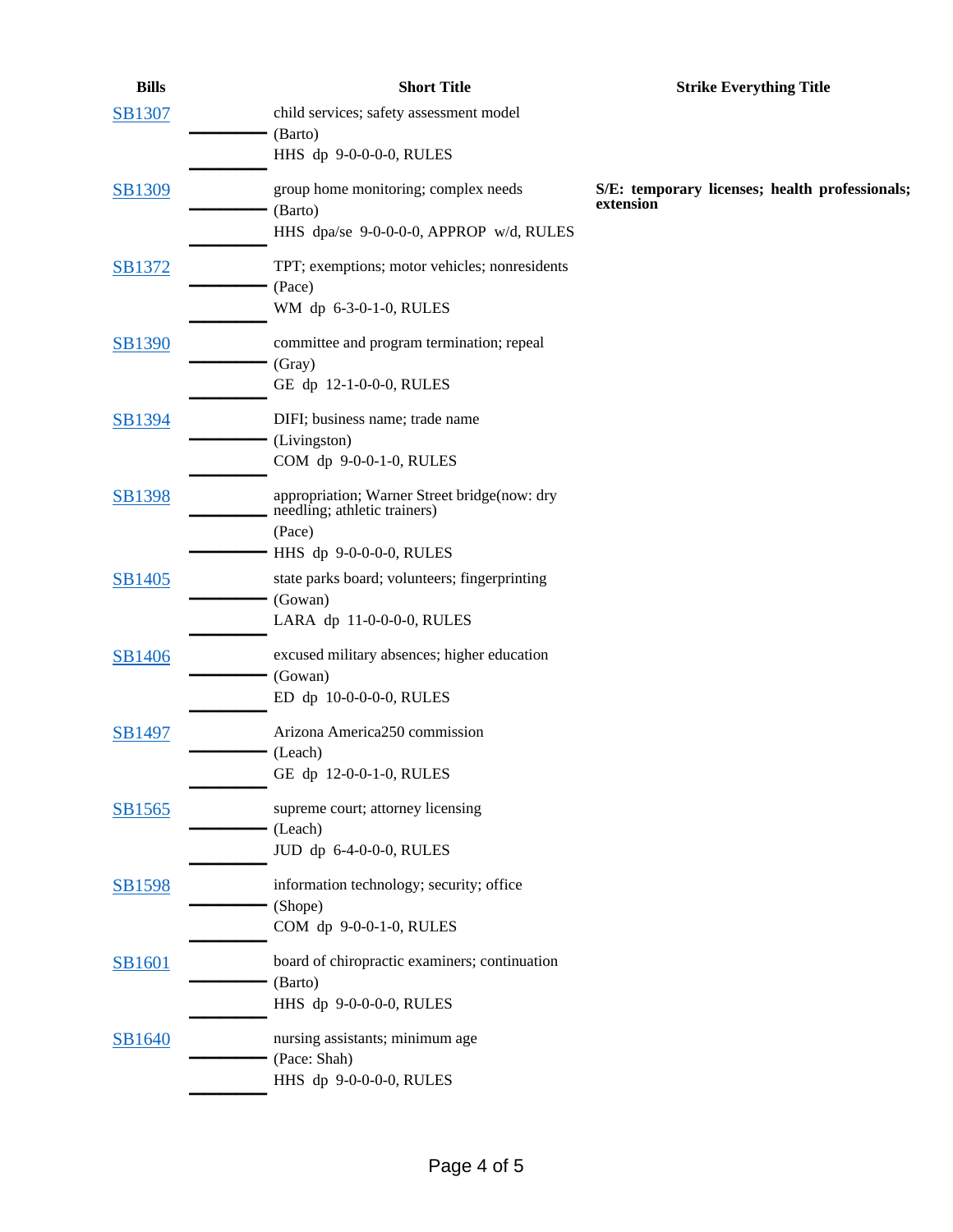| Bills | Short Title | Strike Everything Title |
| --- | --- | --- |
| SB1307 | child services; safety assessment model<br>(Barto)<br>HHS dp 9-0-0-0-0, RULES | |
| SB1309 | group home monitoring; complex needs<br>(Barto)<br>HHS dpa/se 9-0-0-0-0, APPROP w/d, RULES | **S/E: temporary licenses; health professionals; extension** |
| SB1372 | TPT; exemptions; motor vehicles; nonresidents<br>(Pace)<br>WM dp 6-3-0-1-0, RULES | |
| SB1390 | committee and program termination; repeal<br>(Gray)<br>GE dp 12-1-0-0-0, RULES | |
| SB1394 | DIFI; business name; trade name<br>(Livingston)<br>COM dp 9-0-0-1-0, RULES | |
| SB1398 | appropriation; Warner Street bridge(now: dry needling; athletic trainers)<br>(Pace)<br>HHS dp 9-0-0-0-0, RULES | |
| SB1405 | state parks board; volunteers; fingerprinting<br>(Gowan)<br>LARA dp 11-0-0-0-0, RULES | |
| SB1406 | excused military absences; higher education<br>(Gowan)<br>ED dp 10-0-0-0-0, RULES | |
| SB1497 | Arizona America250 commission<br>(Leach)<br>GE dp 12-0-0-1-0, RULES | |
| SB1565 | supreme court; attorney licensing<br>(Leach)<br>JUD dp 6-4-0-0-0, RULES | |
| SB1598 | information technology; security; office<br>(Shope)<br>COM dp 9-0-0-1-0, RULES | |
| SB1601 | board of chiropractic examiners; continuation<br>(Barto)<br>HHS dp 9-0-0-0-0, RULES | |
| SB1640 | nursing assistants; minimum age<br>(Pace: Shah)<br>HHS dp 9-0-0-0-0, RULES | |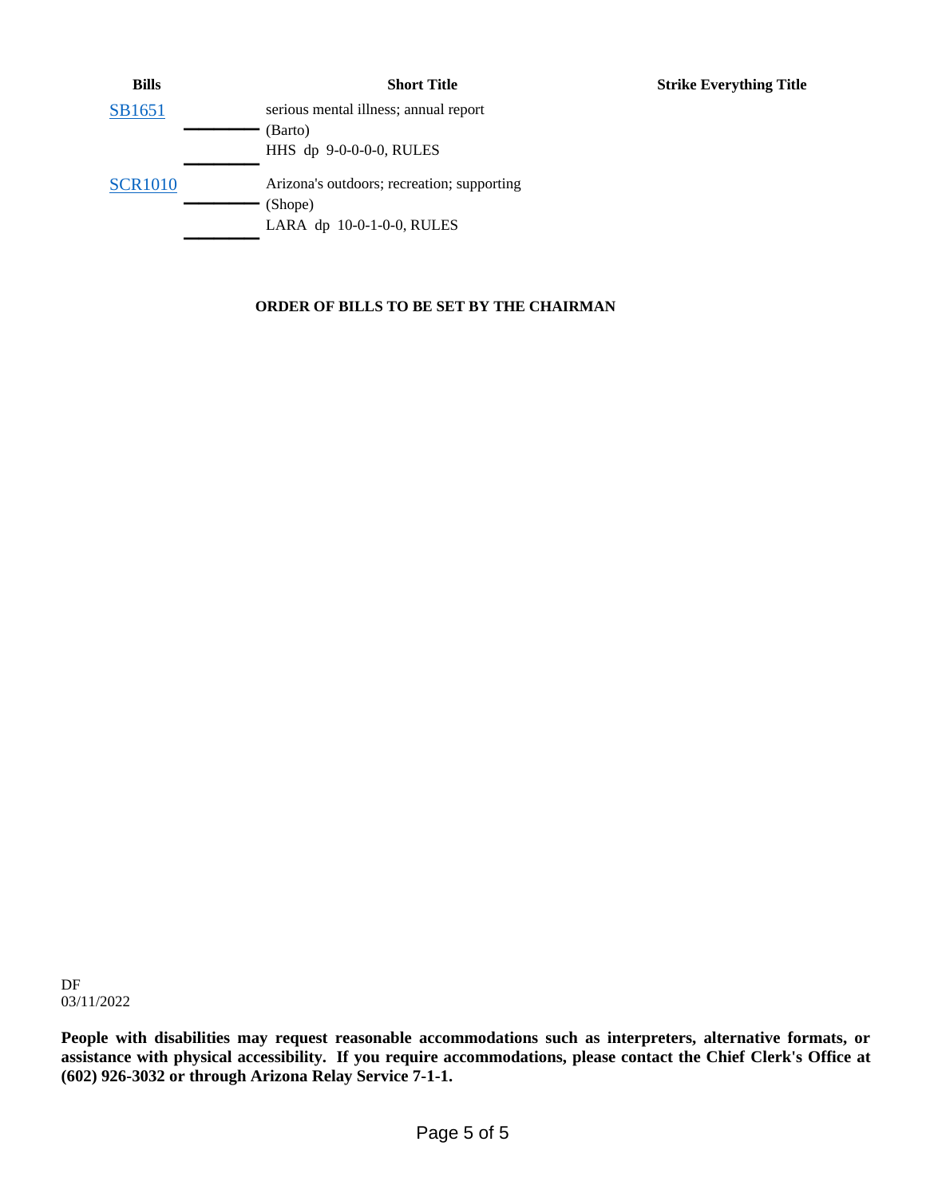| Bills | | Short Title | Strike Everything Title |
|---|---|---|---|
| SB1651 | | serious mental illness; annual report | |
| | | (Barto) | |
| | | HHS dp 9-0-0-0-0, RULES | |
| SCR1010 | | Arizona's outdoors; recreation; supporting | |
| | | (Shope) | |
| | | LARA dp 10-0-1-0-0, RULES | |

**ORDER OF BILLS TO BE SET BY THE CHAIRMAN**

DF
03/11/2022

**People with disabilities may request reasonable accommodations such as interpreters, alternative formats, or assistance with physical accessibility. If you require accommodations, please contact the Chief Clerk's Office at (602) 926-3032 or through Arizona Relay Service 7-1-1.**